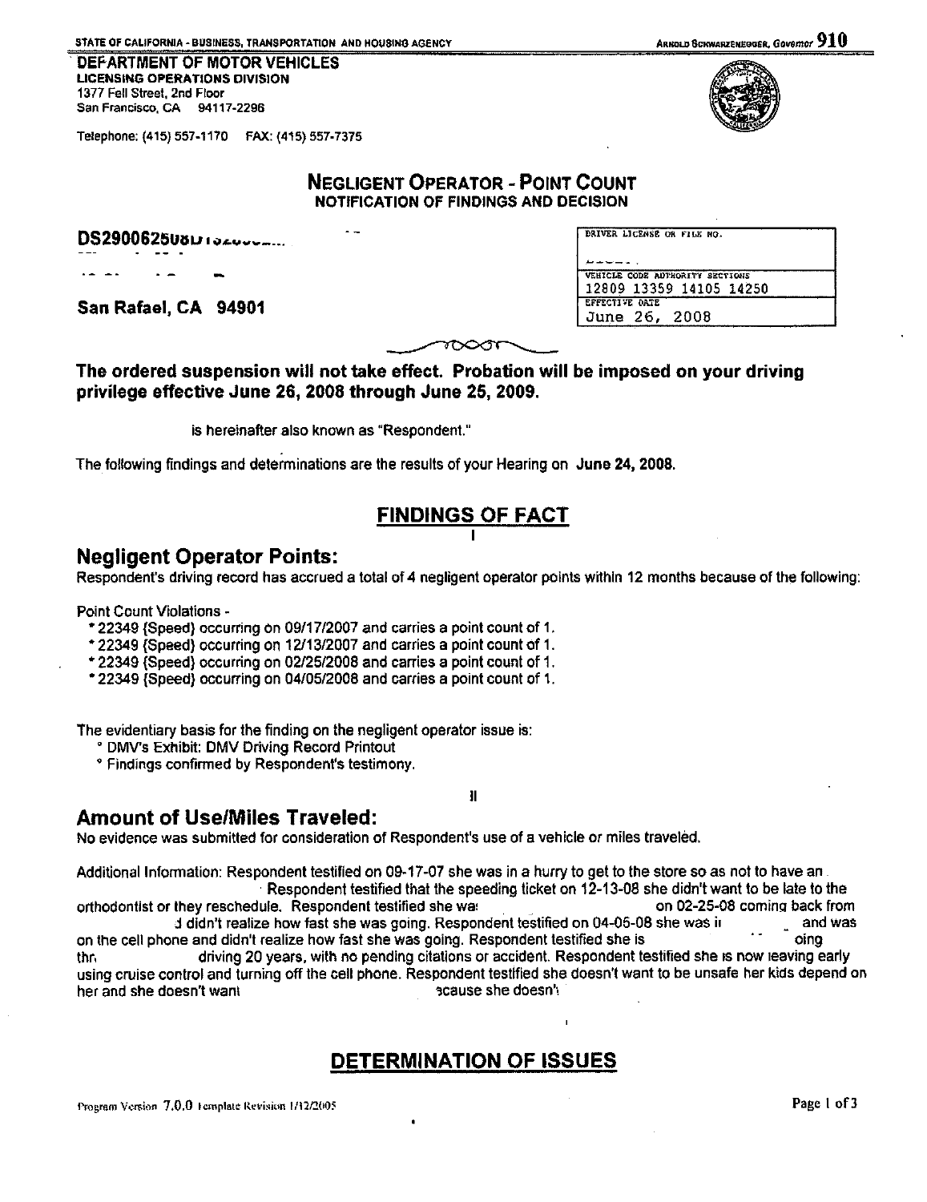STATE OF CALIFORNIA - BUSINESS, TRANSPORTATION AND HOUSING AGENCY

ARNOLD SCHWARZENEGGER, Governor 910

**DEPARTMENT OF MOTOR VEHICLES**
**LICENSING OPERATIONS DIVISION**
1377 Fell Street, 2nd Floor
San Francisco, CA 94117-2296

Telephone: (415) 557-1170 FAX: (415) 557-7375

## NEGLIGENT OPERATOR - POINT COUNT
### NOTIFICATION OF FINDINGS AND DECISION

**DS29006250**

**San Rafael, CA 94901**

| DRIVER LICENSE OR FILE NO. |
|---|
| |
| VEHICLE CODE AUTHORITY SECTIONS |
| 12809 13359 14105 14250 |
| EFFECTIVE DATE |
| June 26, 2008 |

**The ordered suspension will not take effect. Probation will be imposed on your driving privilege effective June 26, 2008 through June 25, 2009.**

is hereinafter also known as "Respondent."

The following findings and determinations are the results of your Hearing on **June 24, 2008.**

## FINDINGS OF FACT

I

## Negligent Operator Points:

Respondent's driving record has accrued a total of 4 negligent operator points within 12 months because of the following:

Point Count Violations -

- 22349 (Speed) occurring on 09/17/2007 and carries a point count of 1.
- 22349 (Speed) occurring on 12/13/2007 and carries a point count of 1.
- 22349 (Speed) occurring on 02/25/2008 and carries a point count of 1.
- 22349 (Speed) occurring on 04/05/2008 and carries a point count of 1.

The evidentiary basis for the finding on the negligent operator issue is:

- DMV's Exhibit: DMV Driving Record Printout
- Findings confirmed by Respondent's testimony.

II

## Amount of Use/Miles Traveled:

No evidence was submitted for consideration of Respondent's use of a vehicle or miles traveled.

Additional Information: Respondent testified on 09-17-07 she was in a hurry to get to the store so as not to have an . Respondent testified that the speeding ticket on 12-13-08 she didn't want to be late to the orthodontist or they reschedule. Respondent testified she wa on 02-25-08 coming back from d didn't realize how fast she was going. Respondent testified on 04-05-08 she was i and was on the cell phone and didn't realize how fast she was going. Respondent testified she is oing thr driving 20 years, with no pending citations or accident. Respondent testified she is now leaving early using cruise control and turning off the cell phone. Respondent testified she doesn't want to be unsafe her kids depend on her and she doesn't want ecause she doesn't

## DETERMINATION OF ISSUES

Program Version 7.0.0 Template Revision 1/12/2005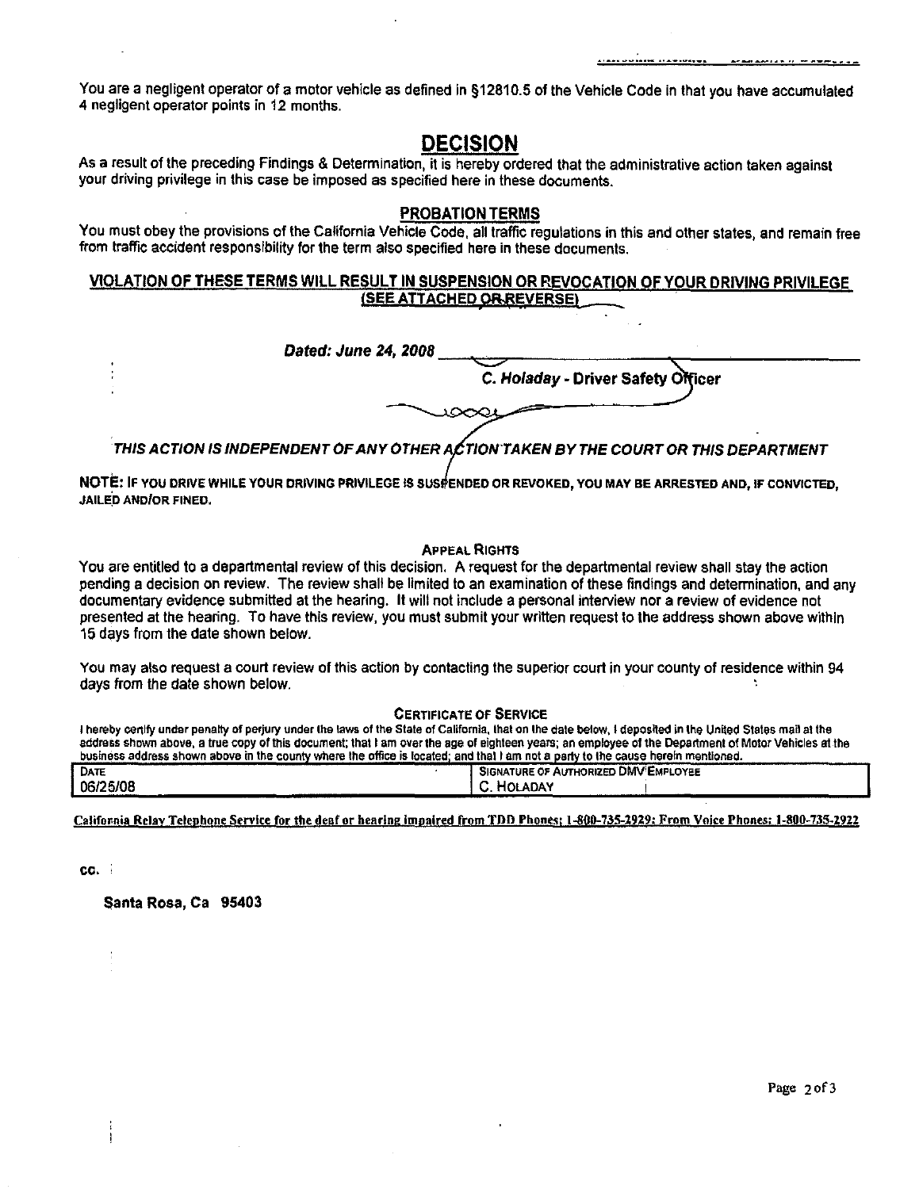You are a negligent operator of a motor vehicle as defined in §12810.5 of the Vehicle Code in that you have accumulated 4 negligent operator points in 12 months.

## DECISION

As a result of the preceding Findings & Determination, it is hereby ordered that the administrative action taken against your driving privilege in this case be imposed as specified here in these documents.

### PROBATION TERMS

You must obey the provisions of the California Vehicle Code, all traffic regulations in this and other states, and remain free from traffic accident responsibility for the term also specified here in these documents.

**VIOLATION OF THESE TERMS WILL RESULT IN SUSPENSION OR REVOCATION OF YOUR DRIVING PRIVILEGE (SEE ATTACHED OR REVERSE)**

***Dated: June 24, 2008***

**C. Holaday - Driver Safety Officer**

***THIS ACTION IS INDEPENDENT OF ANY OTHER ACTION TAKEN BY THE COURT OR THIS DEPARTMENT***

**NOTE:** IF YOU DRIVE WHILE YOUR DRIVING PRIVILEGE IS SUSPENDED OR REVOKED, YOU MAY BE ARRESTED AND, IF CONVICTED, JAILED AND/OR FINED.

### APPEAL RIGHTS

You are entitled to a departmental review of this decision. A request for the departmental review shall stay the action pending a decision on review. The review shall be limited to an examination of these findings and determination, and any documentary evidence submitted at the hearing. It will not include a personal interview nor a review of evidence not presented at the hearing. To have this review, you must submit your written request to the address shown above within 15 days from the date shown below.

You may also request a court review of this action by contacting the superior court in your county of residence within 94 days from the date shown below.

### CERTIFICATE OF SERVICE

I hereby certify under penalty of perjury under the laws of the State of California, that on the date below, I deposited in the United States mail at the address shown above, a true copy of this document; that I am over the age of eighteen years; an employee of the Department of Motor Vehicles at the business address shown above in the county where the office is located; and that I am not a party to the cause herein mentioned.

| DATE | SIGNATURE OF AUTHORIZED DMV EMPLOYEE |
|---|---|
| 06/25/08 | C. HOLADAY |

California Relay Telephone Service for the deaf or hearing impaired from TDD Phones: 1-800-735-2929; From Voice Phones: 1-800-735-2922

cc.

**Santa Rosa, Ca 95403**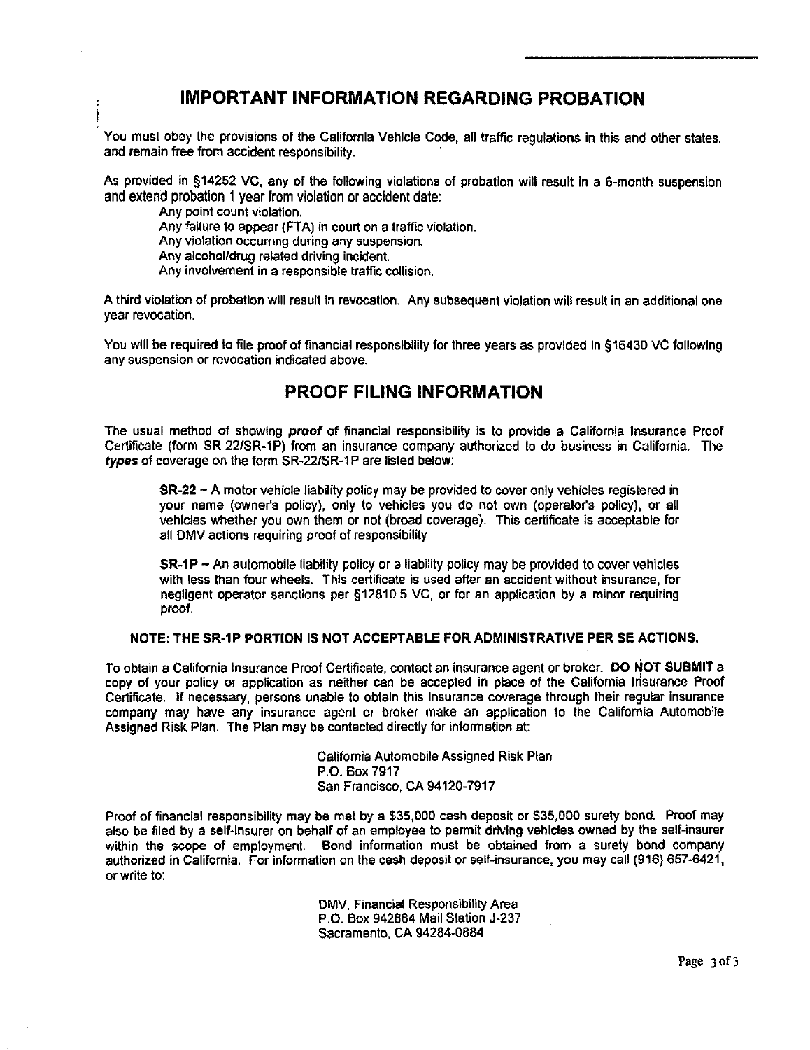## IMPORTANT INFORMATION REGARDING PROBATION

You must obey the provisions of the California Vehicle Code, all traffic regulations in this and other states, and remain free from accident responsibility.

As provided in §14252 VC, any of the following violations of probation will result in a 6-month suspension and extend probation 1 year from violation or accident date:

Any point count violation.
Any failure to appear (FTA) in court on a traffic violation.
Any violation occurring during any suspension.
Any alcohol/drug related driving incident.
Any involvement in a responsible traffic collision.

A third violation of probation will result in revocation. Any subsequent violation will result in an additional one year revocation.

You will be required to file proof of financial responsibility for three years as provided in §16430 VC following any suspension or revocation indicated above.

## PROOF FILING INFORMATION

The usual method of showing ***proof*** of financial responsibility is to provide a California Insurance Proof Certificate (form SR-22/SR-1P) from an insurance company authorized to do business in California. The ***types*** of coverage on the form SR-22/SR-1P are listed below:

**SR-22** ~ A motor vehicle liability policy may be provided to cover only vehicles registered in your name (owner's policy), only to vehicles you do not own (operator's policy), or all vehicles whether you own them or not (broad coverage). This certificate is acceptable for all DMV actions requiring proof of responsibility.

**SR-1P** ~ An automobile liability policy or a liability policy may be provided to cover vehicles with less than four wheels. This certificate is used after an accident without insurance, for negligent operator sanctions per §12810.5 VC, or for an application by a minor requiring proof.

**NOTE: THE SR-1P PORTION IS NOT ACCEPTABLE FOR ADMINISTRATIVE PER SE ACTIONS.**

To obtain a California Insurance Proof Certificate, contact an insurance agent or broker. **DO NOT SUBMIT** a copy of your policy or application as neither can be accepted in place of the California Insurance Proof Certificate. If necessary, persons unable to obtain this insurance coverage through their regular insurance company may have any insurance agent or broker make an application to the California Automobile Assigned Risk Plan. The Plan may be contacted directly for information at:

California Automobile Assigned Risk Plan
P.O. Box 7917
San Francisco, CA 94120-7917

Proof of financial responsibility may be met by a $35,000 cash deposit or $35,000 surety bond. Proof may also be filed by a self-insurer on behalf of an employee to permit driving vehicles owned by the self-insurer within the scope of employment. Bond information must be obtained from a surety bond company authorized in California. For information on the cash deposit or self-insurance, you may call (916) 657-6421, or write to:

DMV, Financial Responsibility Area
P.O. Box 942884 Mail Station J-237
Sacramento, CA 94284-0884